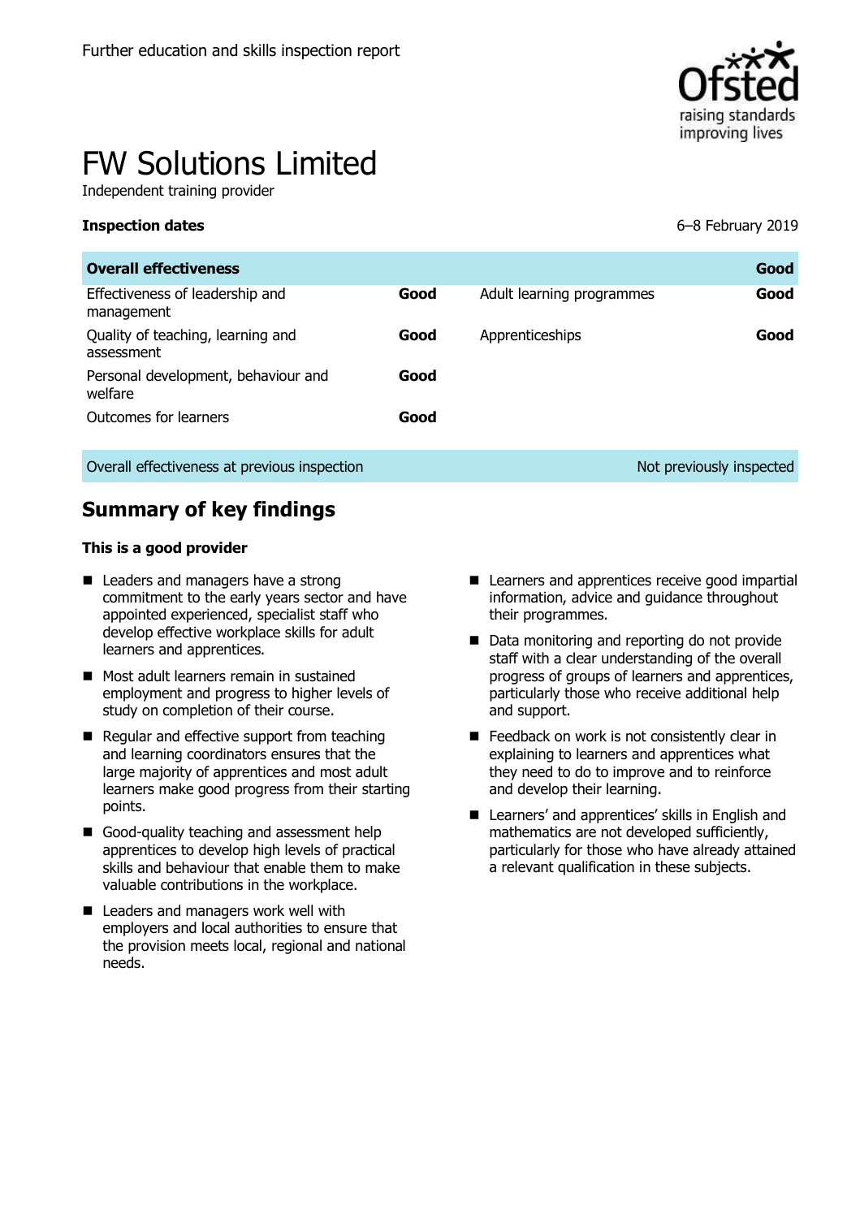Further education and skills inspection report

# FW Solutions Limited

Independent training provider

**Inspection dates** 6–8 February 2019

| **Overall effectiveness** | | | **Good** |
|---|---|---|---|
| Effectiveness of leadership and management | **Good** | Adult learning programmes | **Good** |
| Quality of teaching, learning and assessment | **Good** | Apprenticeships | **Good** |
| Personal development, behaviour and welfare | **Good** | | |
| Outcomes for learners | **Good** | | |

| Overall effectiveness at previous inspection | Not previously inspected |
|---|---|

## Summary of key findings

### This is a good provider

- Leaders and managers have a strong commitment to the early years sector and have appointed experienced, specialist staff who develop effective workplace skills for adult learners and apprentices.
- Most adult learners remain in sustained employment and progress to higher levels of study on completion of their course.
- Regular and effective support from teaching and learning coordinators ensures that the large majority of apprentices and most adult learners make good progress from their starting points.
- Good-quality teaching and assessment help apprentices to develop high levels of practical skills and behaviour that enable them to make valuable contributions in the workplace.
- Leaders and managers work well with employers and local authorities to ensure that the provision meets local, regional and national needs.
- Learners and apprentices receive good impartial information, advice and guidance throughout their programmes.
- Data monitoring and reporting do not provide staff with a clear understanding of the overall progress of groups of learners and apprentices, particularly those who receive additional help and support.
- Feedback on work is not consistently clear in explaining to learners and apprentices what they need to do to improve and to reinforce and develop their learning.
- Learners' and apprentices' skills in English and mathematics are not developed sufficiently, particularly for those who have already attained a relevant qualification in these subjects.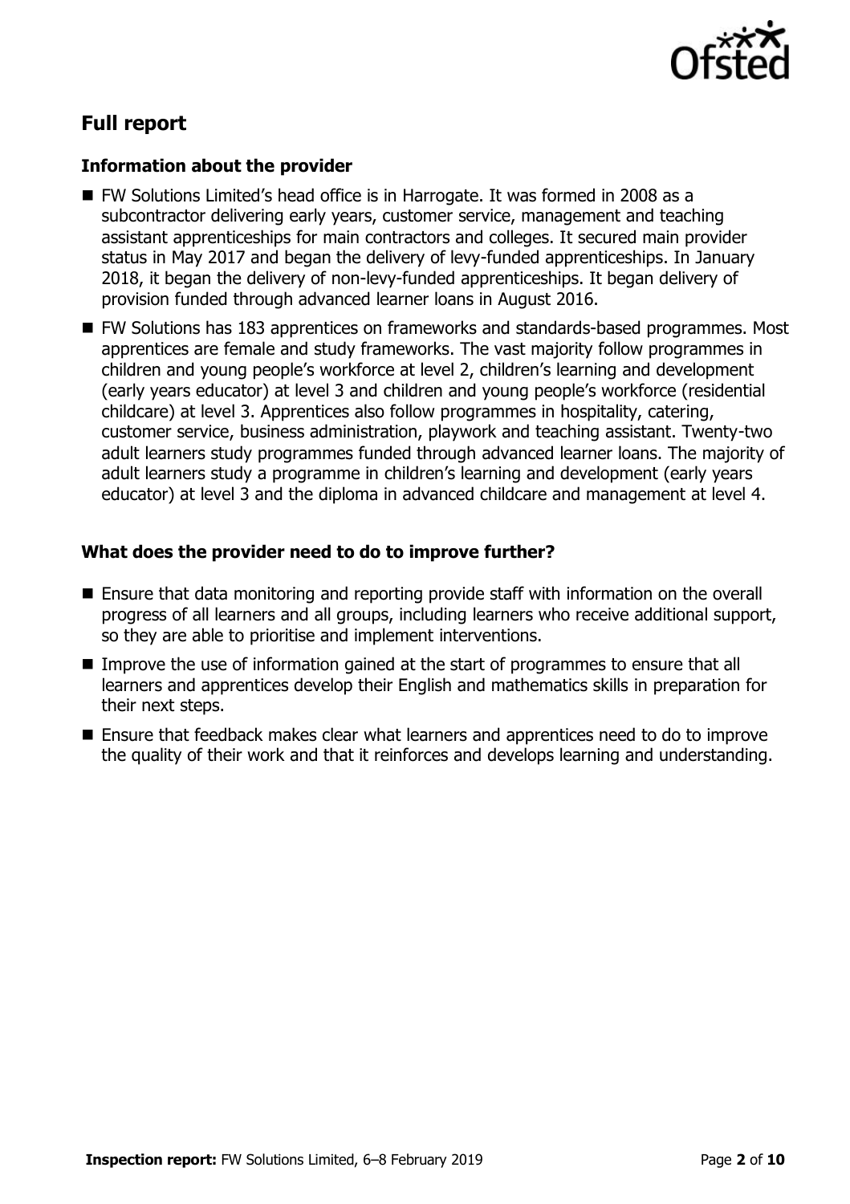## Full report

### Information about the provider

- FW Solutions Limited's head office is in Harrogate. It was formed in 2008 as a subcontractor delivering early years, customer service, management and teaching assistant apprenticeships for main contractors and colleges. It secured main provider status in May 2017 and began the delivery of levy-funded apprenticeships. In January 2018, it began the delivery of non-levy-funded apprenticeships. It began delivery of provision funded through advanced learner loans in August 2016.
- FW Solutions has 183 apprentices on frameworks and standards-based programmes. Most apprentices are female and study frameworks. The vast majority follow programmes in children and young people's workforce at level 2, children's learning and development (early years educator) at level 3 and children and young people's workforce (residential childcare) at level 3. Apprentices also follow programmes in hospitality, catering, customer service, business administration, playwork and teaching assistant. Twenty-two adult learners study programmes funded through advanced learner loans. The majority of adult learners study a programme in children's learning and development (early years educator) at level 3 and the diploma in advanced childcare and management at level 4.

### What does the provider need to do to improve further?

- Ensure that data monitoring and reporting provide staff with information on the overall progress of all learners and all groups, including learners who receive additional support, so they are able to prioritise and implement interventions.
- Improve the use of information gained at the start of programmes to ensure that all learners and apprentices develop their English and mathematics skills in preparation for their next steps.
- Ensure that feedback makes clear what learners and apprentices need to do to improve the quality of their work and that it reinforces and develops learning and understanding.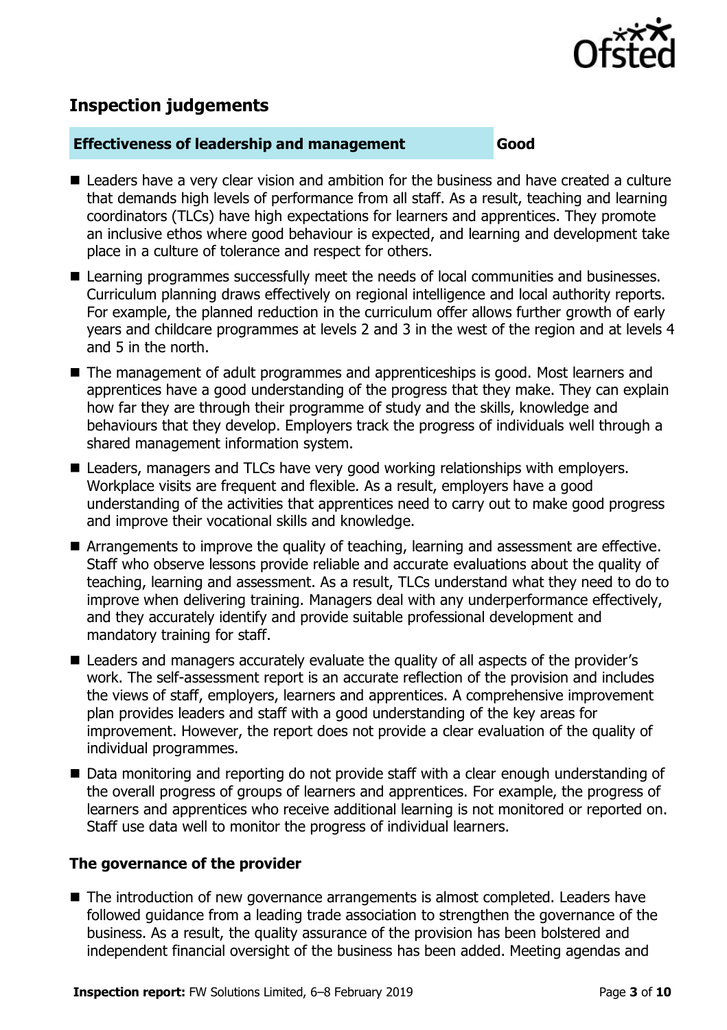## Inspection judgements

**Effectiveness of leadership and management** **Good**

- Leaders have a very clear vision and ambition for the business and have created a culture that demands high levels of performance from all staff. As a result, teaching and learning coordinators (TLCs) have high expectations for learners and apprentices. They promote an inclusive ethos where good behaviour is expected, and learning and development take place in a culture of tolerance and respect for others.
- Learning programmes successfully meet the needs of local communities and businesses. Curriculum planning draws effectively on regional intelligence and local authority reports. For example, the planned reduction in the curriculum offer allows further growth of early years and childcare programmes at levels 2 and 3 in the west of the region and at levels 4 and 5 in the north.
- The management of adult programmes and apprenticeships is good. Most learners and apprentices have a good understanding of the progress that they make. They can explain how far they are through their programme of study and the skills, knowledge and behaviours that they develop. Employers track the progress of individuals well through a shared management information system.
- Leaders, managers and TLCs have very good working relationships with employers. Workplace visits are frequent and flexible. As a result, employers have a good understanding of the activities that apprentices need to carry out to make good progress and improve their vocational skills and knowledge.
- Arrangements to improve the quality of teaching, learning and assessment are effective. Staff who observe lessons provide reliable and accurate evaluations about the quality of teaching, learning and assessment. As a result, TLCs understand what they need to do to improve when delivering training. Managers deal with any underperformance effectively, and they accurately identify and provide suitable professional development and mandatory training for staff.
- Leaders and managers accurately evaluate the quality of all aspects of the provider's work. The self-assessment report is an accurate reflection of the provision and includes the views of staff, employers, learners and apprentices. A comprehensive improvement plan provides leaders and staff with a good understanding of the key areas for improvement. However, the report does not provide a clear evaluation of the quality of individual programmes.
- Data monitoring and reporting do not provide staff with a clear enough understanding of the overall progress of groups of learners and apprentices. For example, the progress of learners and apprentices who receive additional learning is not monitored or reported on. Staff use data well to monitor the progress of individual learners.

### The governance of the provider

- The introduction of new governance arrangements is almost completed. Leaders have followed guidance from a leading trade association to strengthen the governance of the business. As a result, the quality assurance of the provision has been bolstered and independent financial oversight of the business has been added. Meeting agendas and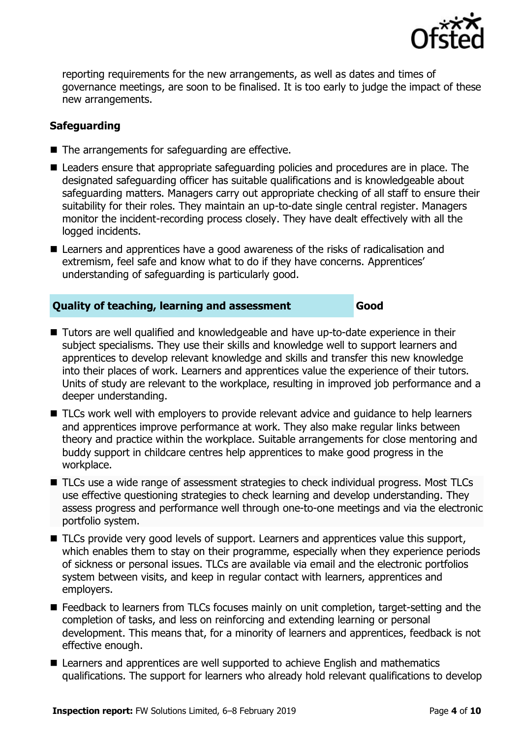reporting requirements for the new arrangements, as well as dates and times of governance meetings, are soon to be finalised. It is too early to judge the impact of these new arrangements.

### Safeguarding

- The arrangements for safeguarding are effective.
- Leaders ensure that appropriate safeguarding policies and procedures are in place. The designated safeguarding officer has suitable qualifications and is knowledgeable about safeguarding matters. Managers carry out appropriate checking of all staff to ensure their suitability for their roles. They maintain an up-to-date single central register. Managers monitor the incident-recording process closely. They have dealt effectively with all the logged incidents.
- Learners and apprentices have a good awareness of the risks of radicalisation and extremism, feel safe and know what to do if they have concerns. Apprentices' understanding of safeguarding is particularly good.

| **Quality of teaching, learning and assessment** | **Good** |
|---|---|

- Tutors are well qualified and knowledgeable and have up-to-date experience in their subject specialisms. They use their skills and knowledge well to support learners and apprentices to develop relevant knowledge and skills and transfer this new knowledge into their places of work. Learners and apprentices value the experience of their tutors. Units of study are relevant to the workplace, resulting in improved job performance and a deeper understanding.
- TLCs work well with employers to provide relevant advice and guidance to help learners and apprentices improve performance at work. They also make regular links between theory and practice within the workplace. Suitable arrangements for close mentoring and buddy support in childcare centres help apprentices to make good progress in the workplace.
- TLCs use a wide range of assessment strategies to check individual progress. Most TLCs use effective questioning strategies to check learning and develop understanding. They assess progress and performance well through one-to-one meetings and via the electronic portfolio system.
- TLCs provide very good levels of support. Learners and apprentices value this support, which enables them to stay on their programme, especially when they experience periods of sickness or personal issues. TLCs are available via email and the electronic portfolios system between visits, and keep in regular contact with learners, apprentices and employers.
- Feedback to learners from TLCs focuses mainly on unit completion, target-setting and the completion of tasks, and less on reinforcing and extending learning or personal development. This means that, for a minority of learners and apprentices, feedback is not effective enough.
- Learners and apprentices are well supported to achieve English and mathematics qualifications. The support for learners who already hold relevant qualifications to develop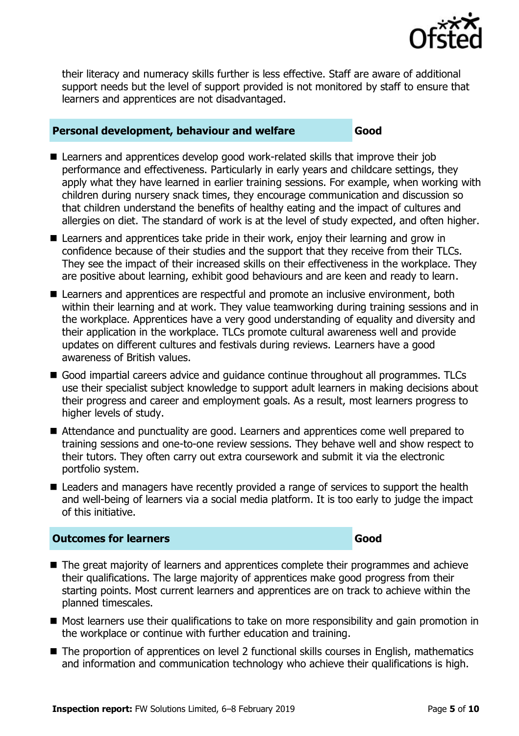their literacy and numeracy skills further is less effective. Staff are aware of additional support needs but the level of support provided is not monitored by staff to ensure that learners and apprentices are not disadvantaged.

## Personal development, behaviour and welfare — Good

- Learners and apprentices develop good work-related skills that improve their job performance and effectiveness. Particularly in early years and childcare settings, they apply what they have learned in earlier training sessions. For example, when working with children during nursery snack times, they encourage communication and discussion so that children understand the benefits of healthy eating and the impact of cultures and allergies on diet. The standard of work is at the level of study expected, and often higher.
- Learners and apprentices take pride in their work, enjoy their learning and grow in confidence because of their studies and the support that they receive from their TLCs. They see the impact of their increased skills on their effectiveness in the workplace. They are positive about learning, exhibit good behaviours and are keen and ready to learn.
- Learners and apprentices are respectful and promote an inclusive environment, both within their learning and at work. They value teamworking during training sessions and in the workplace. Apprentices have a very good understanding of equality and diversity and their application in the workplace. TLCs promote cultural awareness well and provide updates on different cultures and festivals during reviews. Learners have a good awareness of British values.
- Good impartial careers advice and guidance continue throughout all programmes. TLCs use their specialist subject knowledge to support adult learners in making decisions about their progress and career and employment goals. As a result, most learners progress to higher levels of study.
- Attendance and punctuality are good. Learners and apprentices come well prepared to training sessions and one-to-one review sessions. They behave well and show respect to their tutors. They often carry out extra coursework and submit it via the electronic portfolio system.
- Leaders and managers have recently provided a range of services to support the health and well-being of learners via a social media platform. It is too early to judge the impact of this initiative.

## Outcomes for learners — Good

- The great majority of learners and apprentices complete their programmes and achieve their qualifications. The large majority of apprentices make good progress from their starting points. Most current learners and apprentices are on track to achieve within the planned timescales.
- Most learners use their qualifications to take on more responsibility and gain promotion in the workplace or continue with further education and training.
- The proportion of apprentices on level 2 functional skills courses in English, mathematics and information and communication technology who achieve their qualifications is high.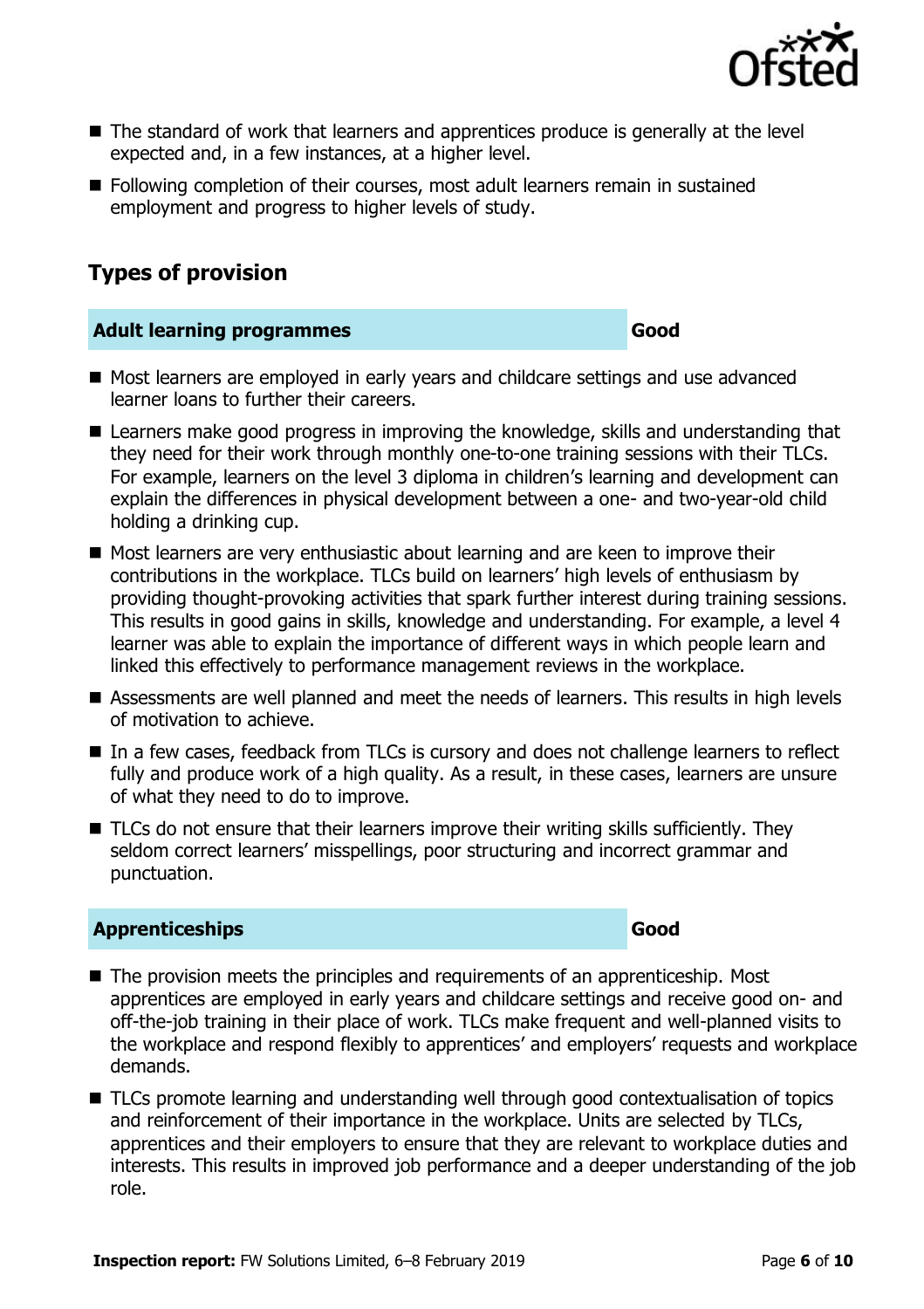- The standard of work that learners and apprentices produce is generally at the level expected and, in a few instances, at a higher level.
- Following completion of their courses, most adult learners remain in sustained employment and progress to higher levels of study.

## Types of provision

| Adult learning programmes | Good |
|---|---|

- Most learners are employed in early years and childcare settings and use advanced learner loans to further their careers.
- Learners make good progress in improving the knowledge, skills and understanding that they need for their work through monthly one-to-one training sessions with their TLCs. For example, learners on the level 3 diploma in children's learning and development can explain the differences in physical development between a one- and two-year-old child holding a drinking cup.
- Most learners are very enthusiastic about learning and are keen to improve their contributions in the workplace. TLCs build on learners' high levels of enthusiasm by providing thought-provoking activities that spark further interest during training sessions. This results in good gains in skills, knowledge and understanding. For example, a level 4 learner was able to explain the importance of different ways in which people learn and linked this effectively to performance management reviews in the workplace.
- Assessments are well planned and meet the needs of learners. This results in high levels of motivation to achieve.
- In a few cases, feedback from TLCs is cursory and does not challenge learners to reflect fully and produce work of a high quality. As a result, in these cases, learners are unsure of what they need to do to improve.
- TLCs do not ensure that their learners improve their writing skills sufficiently. They seldom correct learners' misspellings, poor structuring and incorrect grammar and punctuation.

| Apprenticeships | Good |
|---|---|

- The provision meets the principles and requirements of an apprenticeship. Most apprentices are employed in early years and childcare settings and receive good on- and off-the-job training in their place of work. TLCs make frequent and well-planned visits to the workplace and respond flexibly to apprentices' and employers' requests and workplace demands.
- TLCs promote learning and understanding well through good contextualisation of topics and reinforcement of their importance in the workplace. Units are selected by TLCs, apprentices and their employers to ensure that they are relevant to workplace duties and interests. This results in improved job performance and a deeper understanding of the job role.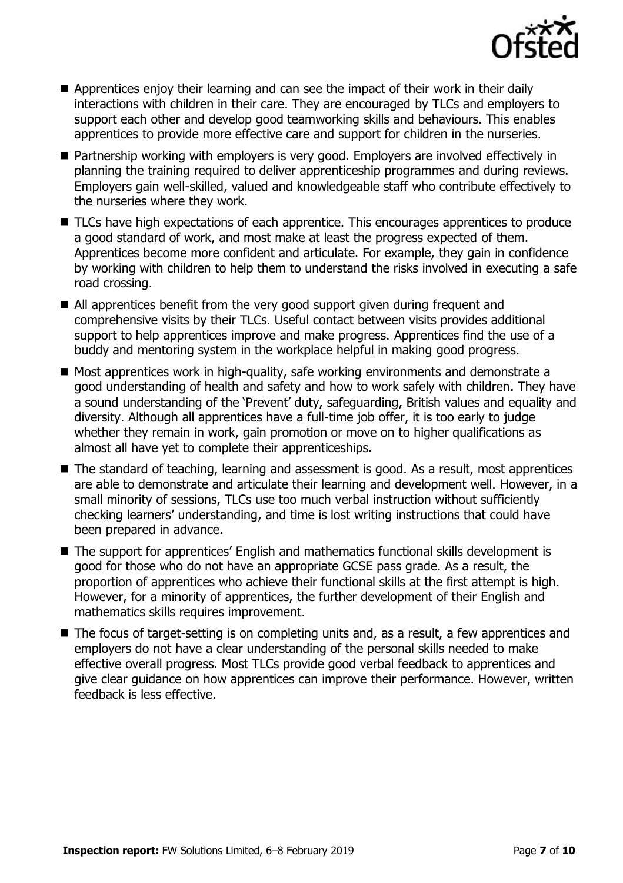- Apprentices enjoy their learning and can see the impact of their work in their daily interactions with children in their care. They are encouraged by TLCs and employers to support each other and develop good teamworking skills and behaviours. This enables apprentices to provide more effective care and support for children in the nurseries.
- Partnership working with employers is very good. Employers are involved effectively in planning the training required to deliver apprenticeship programmes and during reviews. Employers gain well-skilled, valued and knowledgeable staff who contribute effectively to the nurseries where they work.
- TLCs have high expectations of each apprentice. This encourages apprentices to produce a good standard of work, and most make at least the progress expected of them. Apprentices become more confident and articulate. For example, they gain in confidence by working with children to help them to understand the risks involved in executing a safe road crossing.
- All apprentices benefit from the very good support given during frequent and comprehensive visits by their TLCs. Useful contact between visits provides additional support to help apprentices improve and make progress. Apprentices find the use of a buddy and mentoring system in the workplace helpful in making good progress.
- Most apprentices work in high-quality, safe working environments and demonstrate a good understanding of health and safety and how to work safely with children. They have a sound understanding of the 'Prevent' duty, safeguarding, British values and equality and diversity. Although all apprentices have a full-time job offer, it is too early to judge whether they remain in work, gain promotion or move on to higher qualifications as almost all have yet to complete their apprenticeships.
- The standard of teaching, learning and assessment is good. As a result, most apprentices are able to demonstrate and articulate their learning and development well. However, in a small minority of sessions, TLCs use too much verbal instruction without sufficiently checking learners' understanding, and time is lost writing instructions that could have been prepared in advance.
- The support for apprentices' English and mathematics functional skills development is good for those who do not have an appropriate GCSE pass grade. As a result, the proportion of apprentices who achieve their functional skills at the first attempt is high. However, for a minority of apprentices, the further development of their English and mathematics skills requires improvement.
- The focus of target-setting is on completing units and, as a result, a few apprentices and employers do not have a clear understanding of the personal skills needed to make effective overall progress. Most TLCs provide good verbal feedback to apprentices and give clear guidance on how apprentices can improve their performance. However, written feedback is less effective.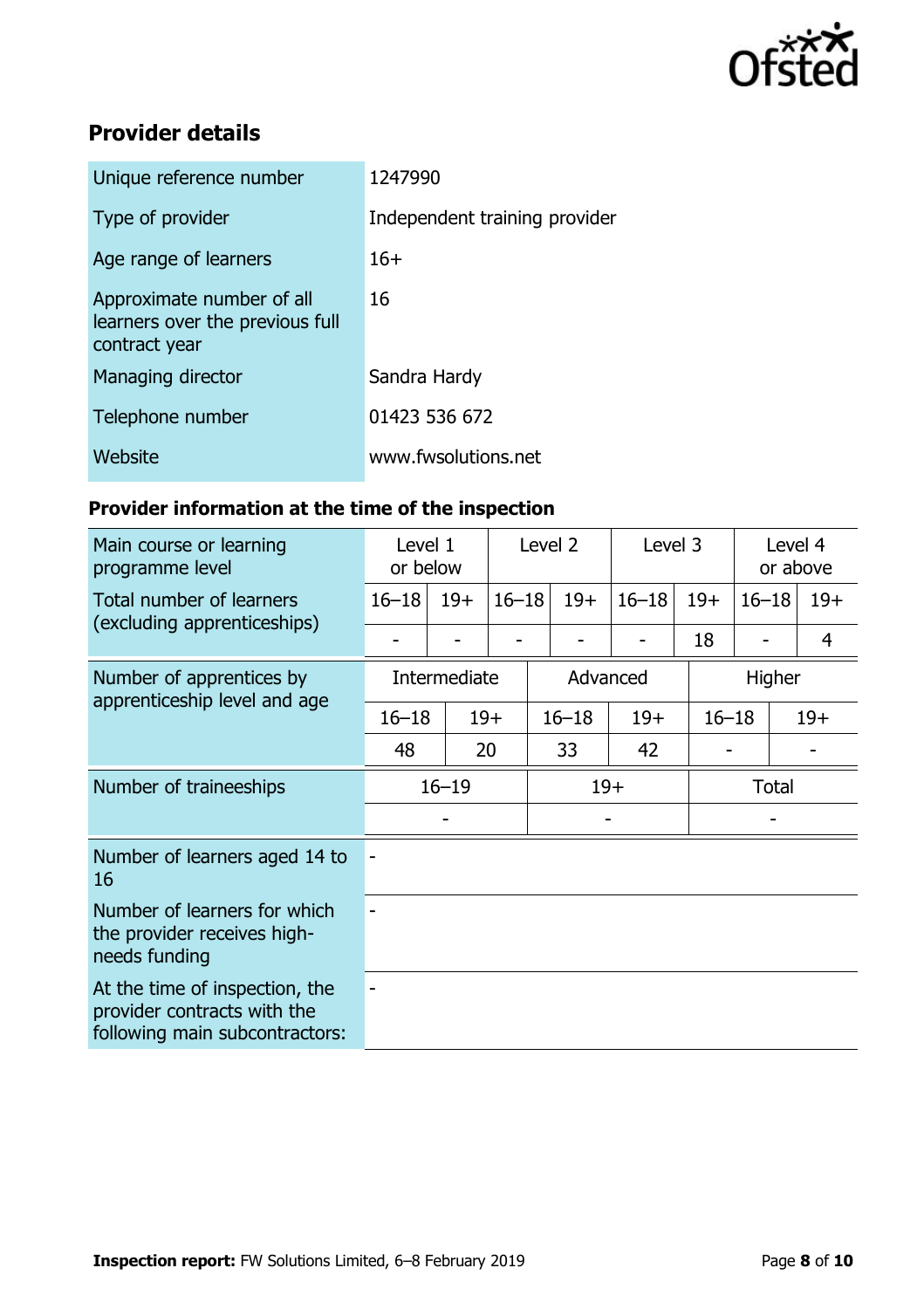## Provider details

| | |
|---|---|
| Unique reference number | 1247990 |
| Type of provider | Independent training provider |
| Age range of learners | 16+ |
| Approximate number of all learners over the previous full contract year | 16 |
| Managing director | Sandra Hardy |
| Telephone number | 01423 536 672 |
| Website | www.fwsolutions.net |

### Provider information at the time of the inspection

| Main course or learning programme level | Level 1 or below | | Level 2 | | Level 3 | | Level 4 or above | |
|---|---|---|---|---|---|---|---|---|
| Total number of learners (excluding apprenticeships) | 16–18 | 19+ | 16–18 | 19+ | 16–18 | 19+ | 16–18 | 19+ |
| | - | - | - | - | - | 18 | - | 4 |

| Number of apprentices by apprenticeship level and age | Intermediate | | Advanced | | Higher | |
|---|---|---|---|---|---|---|
| | 16–18 | 19+ | 16–18 | 19+ | 16–18 | 19+ |
| | 48 | 20 | 33 | 42 | - | - |

| Number of traineeships | 16–19 | 19+ | Total |
|---|---|---|---|
| | - | - | - |

| | |
|---|---|
| Number of learners aged 14 to 16 | - |
| Number of learners for which the provider receives high-needs funding | - |
| At the time of inspection, the provider contracts with the following main subcontractors: | - |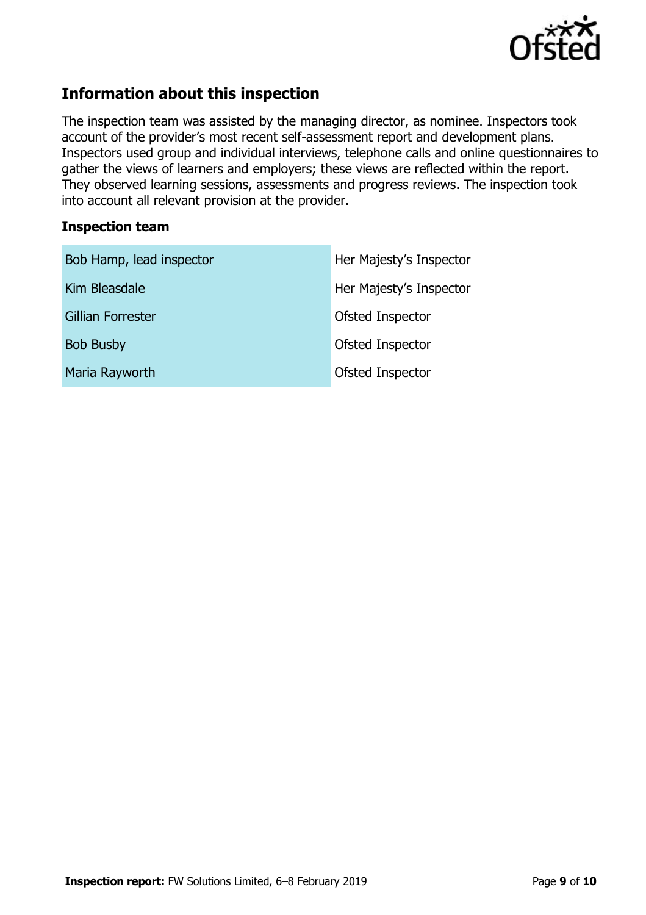## Information about this inspection

The inspection team was assisted by the managing director, as nominee. Inspectors took account of the provider's most recent self-assessment report and development plans. Inspectors used group and individual interviews, telephone calls and online questionnaires to gather the views of learners and employers; these views are reflected within the report. They observed learning sessions, assessments and progress reviews. The inspection took into account all relevant provision at the provider.

### Inspection team

| | |
|---|---|
| Bob Hamp, lead inspector | Her Majesty's Inspector |
| Kim Bleasdale | Her Majesty's Inspector |
| Gillian Forrester | Ofsted Inspector |
| Bob Busby | Ofsted Inspector |
| Maria Rayworth | Ofsted Inspector |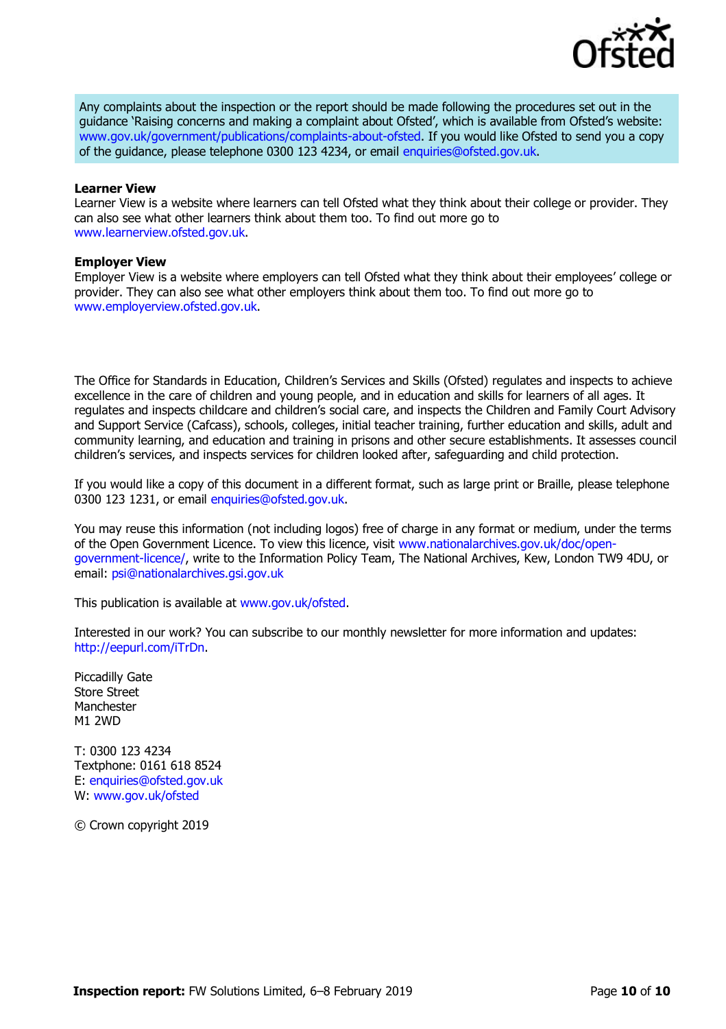Any complaints about the inspection or the report should be made following the procedures set out in the guidance 'Raising concerns and making a complaint about Ofsted', which is available from Ofsted's website: www.gov.uk/government/publications/complaints-about-ofsted. If you would like Ofsted to send you a copy of the guidance, please telephone 0300 123 4234, or email enquiries@ofsted.gov.uk.

**Learner View**
Learner View is a website where learners can tell Ofsted what they think about their college or provider. They can also see what other learners think about them too. To find out more go to www.learnerview.ofsted.gov.uk.

**Employer View**
Employer View is a website where employers can tell Ofsted what they think about their employees' college or provider. They can also see what other employers think about them too. To find out more go to www.employerview.ofsted.gov.uk.

The Office for Standards in Education, Children's Services and Skills (Ofsted) regulates and inspects to achieve excellence in the care of children and young people, and in education and skills for learners of all ages. It regulates and inspects childcare and children's social care, and inspects the Children and Family Court Advisory and Support Service (Cafcass), schools, colleges, initial teacher training, further education and skills, adult and community learning, and education and training in prisons and other secure establishments. It assesses council children's services, and inspects services for children looked after, safeguarding and child protection.

If you would like a copy of this document in a different format, such as large print or Braille, please telephone 0300 123 1231, or email enquiries@ofsted.gov.uk.

You may reuse this information (not including logos) free of charge in any format or medium, under the terms of the Open Government Licence. To view this licence, visit www.nationalarchives.gov.uk/doc/open-government-licence/, write to the Information Policy Team, The National Archives, Kew, London TW9 4DU, or email: psi@nationalarchives.gsi.gov.uk

This publication is available at www.gov.uk/ofsted.

Interested in our work? You can subscribe to our monthly newsletter for more information and updates: http://eepurl.com/iTrDn.

Piccadilly Gate
Store Street
Manchester
M1 2WD

T: 0300 123 4234
Textphone: 0161 618 8524
E: enquiries@ofsted.gov.uk
W: www.gov.uk/ofsted

© Crown copyright 2019